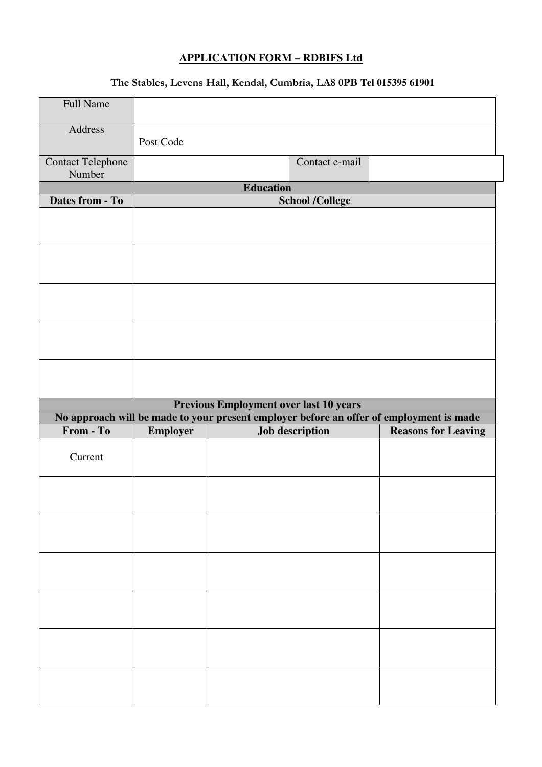**APPLICATION FORM – RDBIFS Ltd**

**The Stables, Levens Hall, Kendal, Cumbria, LA8 0PB Tel 015395 61901**

| Full Name | | | |
|---|---|---|---|
| Address | Post Code | | |
| Contact Telephone Number | | Contact e-mail | |

| **Education** | |
|---|---|
| **Dates from - To** | **School /College** |
| | |
| | |
| | |
| | |
| | |

| **Previous Employment over last 10 years** | | | |
|---|---|---|---|
| **No approach will be made to your present employer before an offer of employment is made** | | | |
| **From - To** | **Employer** | **Job description** | **Reasons for Leaving** |
| Current | | | |
| | | | |
| | | | |
| | | | |
| | | | |
| | | | |
| | | | |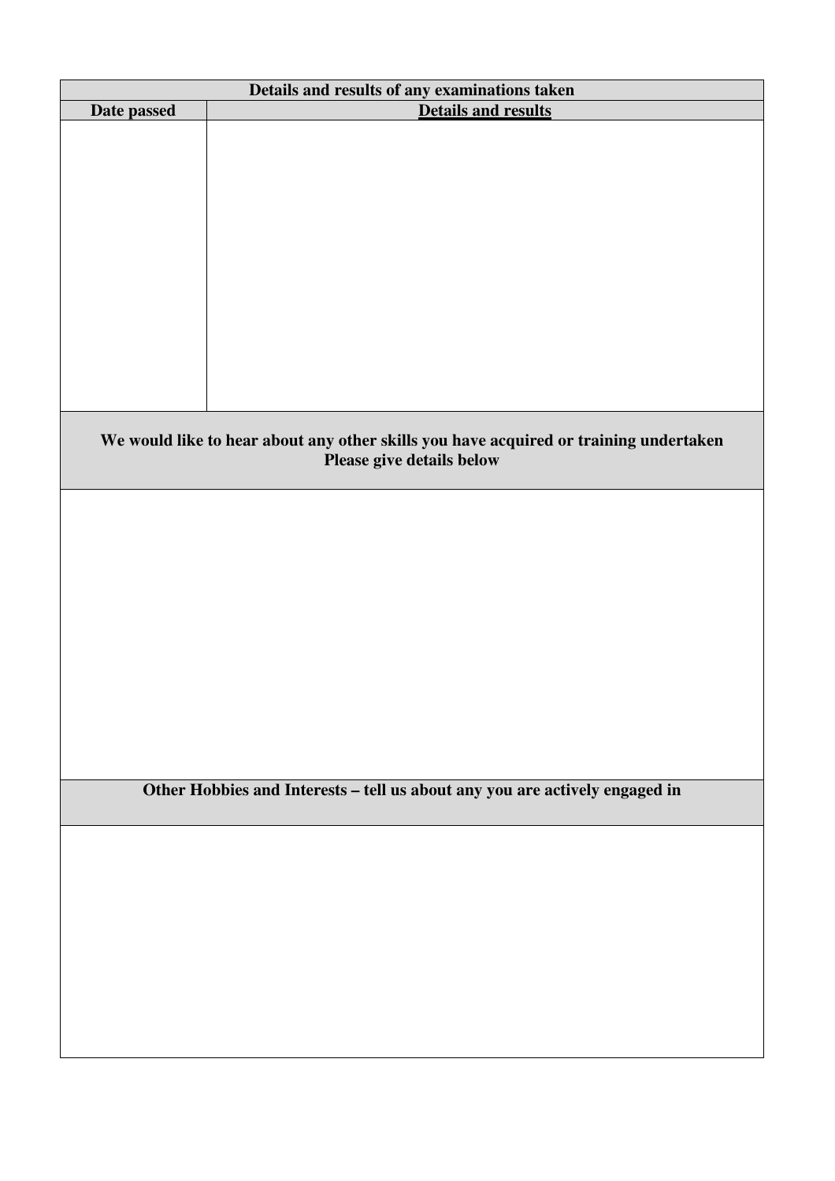| Details and results of any examinations taken | |
| --- | --- |
| **Date passed** | **Details and results** |
| | |

| We would like to hear about any other skills you have acquired or training undertaken<br>Please give details below |
| --- |
| |

| Other Hobbies and Interests – tell us about any you are actively engaged in |
| --- |
| |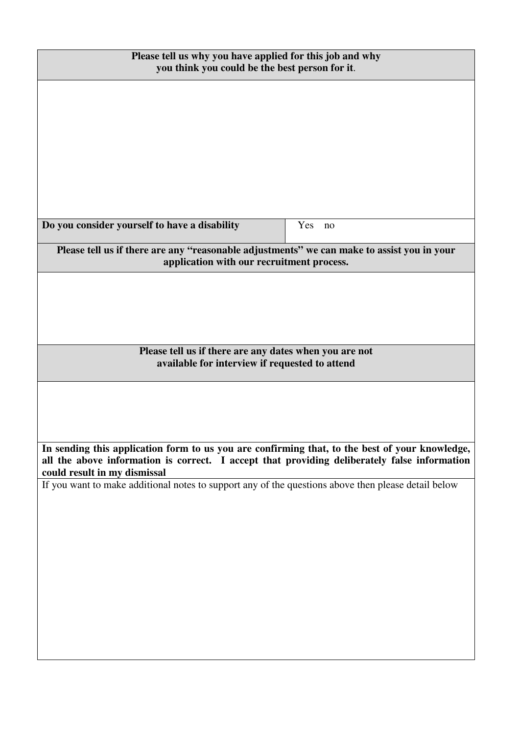| **Please tell us why you have applied for this job and why you think you could be the best person for it**. | |
|---|---|
| | |
| **Do you consider yourself to have a disability** | Yes no |
| **Please tell us if there are any "reasonable adjustments" we can make to assist you in your application with our recruitment process.** | |
| | |
| **Please tell us if there are any dates when you are not available for interview if requested to attend** | |
| | |
| **In sending this application form to us you are confirming that, to the best of your knowledge, all the above information is correct. I accept that providing deliberately false information could result in my dismissal** | |
| If you want to make additional notes to support any of the questions above then please detail below | |